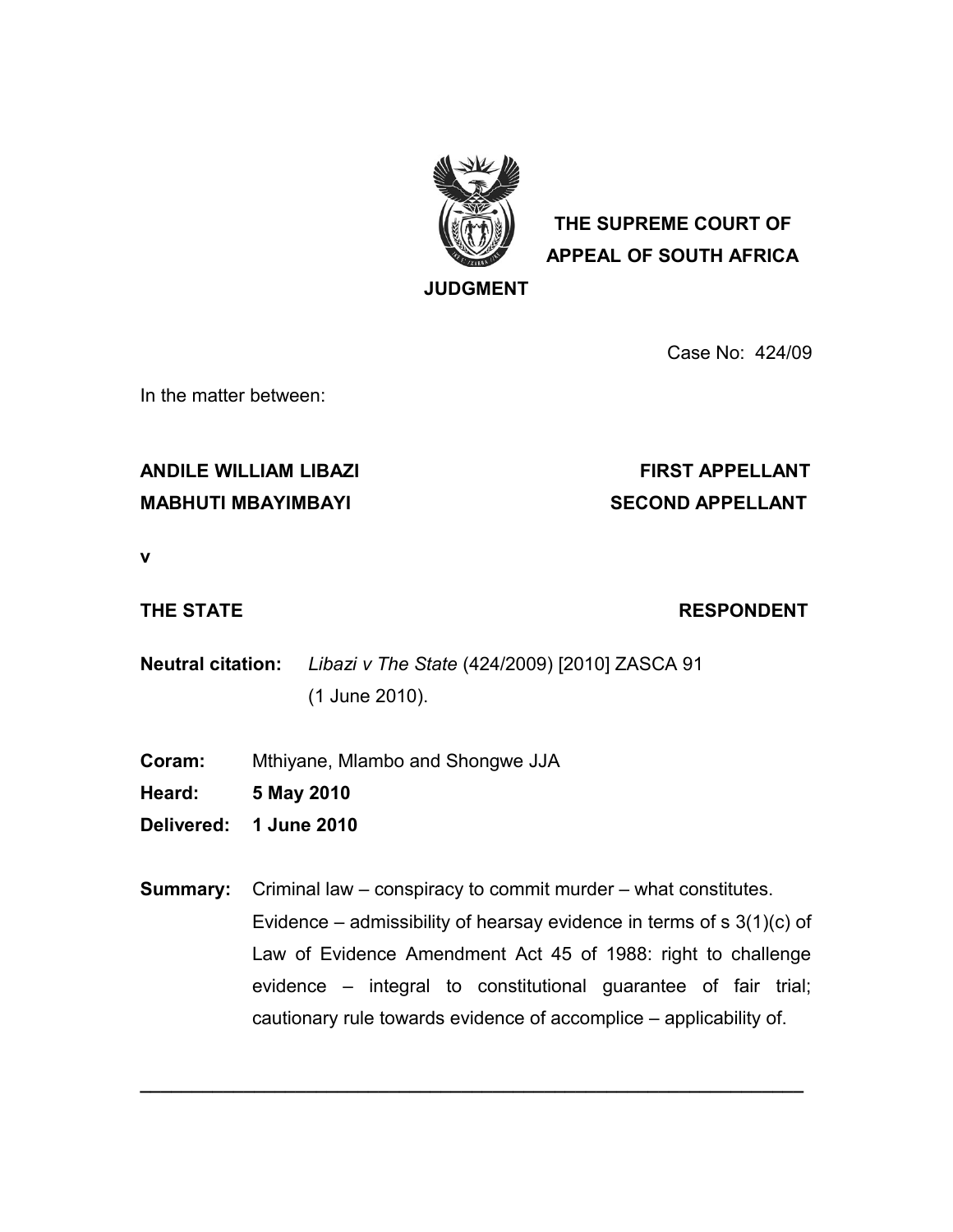**THE SUPREME COURT OF APPEAL OF SOUTH AFRICA**

**JUDGMENT**

Case No: 424/09

In the matter between:

| | |
|---|---|
| **ANDILE WILLIAM LIBAZI** | **FIRST APPELLANT** |
| **MABHUTI MBAYIMBAYI** | **SECOND APPELLANT** |

**v**

| | |
|---|---|
| **THE STATE** | **RESPONDENT** |

**Neutral citation:** *Libazi v The State* (424/2009) [2010] ZASCA 91 (1 June 2010).

**Coram:** Mthiyane, Mlambo and Shongwe JJA

**Heard:** **5 May 2010**

**Delivered:** **1 June 2010**

**Summary:** Criminal law – conspiracy to commit murder – what constitutes. Evidence – admissibility of hearsay evidence in terms of s 3(1)(c) of Law of Evidence Amendment Act 45 of 1988: right to challenge evidence – integral to constitutional guarantee of fair trial; cautionary rule towards evidence of accomplice – applicability of.

---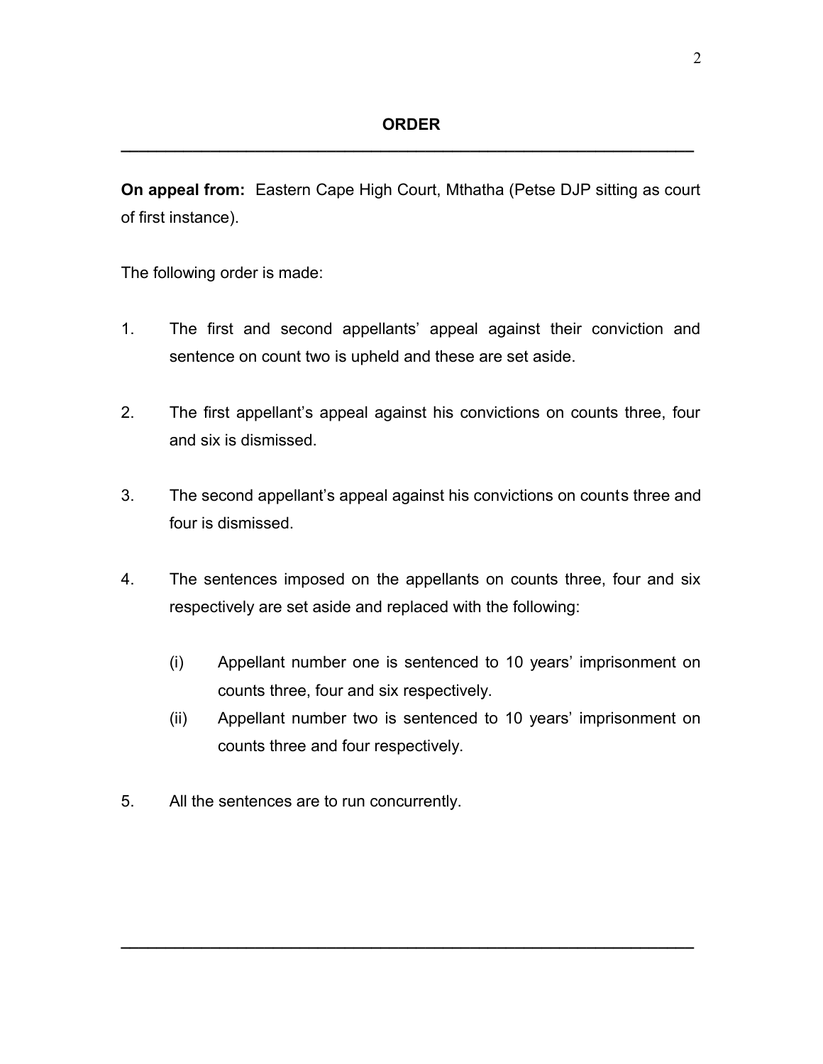## ORDER

**On appeal from:** Eastern Cape High Court, Mthatha (Petse DJP sitting as court of first instance).

The following order is made:

1. The first and second appellants' appeal against their conviction and sentence on count two is upheld and these are set aside.

2. The first appellant's appeal against his convictions on counts three, four and six is dismissed.

3. The second appellant's appeal against his convictions on counts three and four is dismissed.

4. The sentences imposed on the appellants on counts three, four and six respectively are set aside and replaced with the following:

    (i) Appellant number one is sentenced to 10 years' imprisonment on counts three, four and six respectively.

    (ii) Appellant number two is sentenced to 10 years' imprisonment on counts three and four respectively.

5. All the sentences are to run concurrently.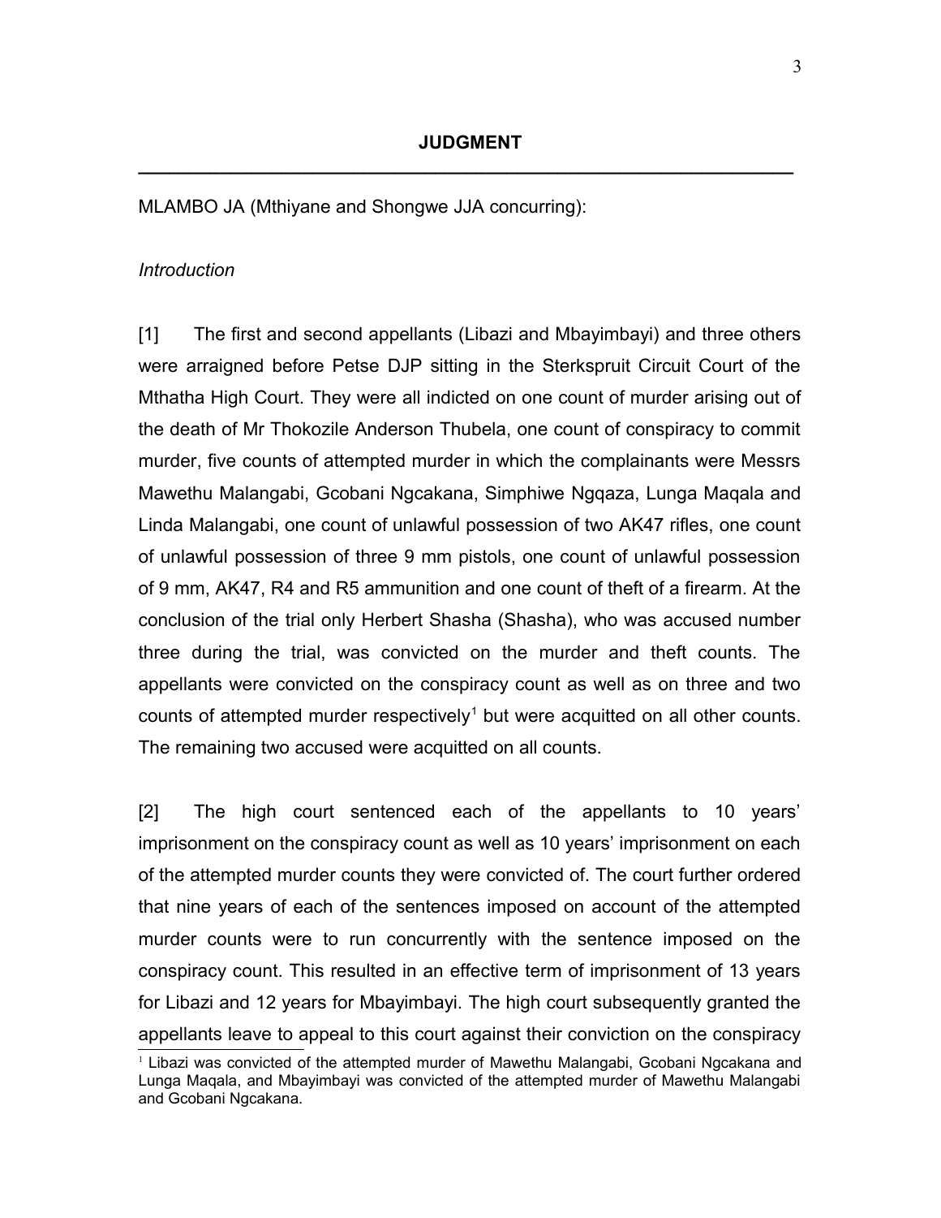## JUDGMENT

MLAMBO JA (Mthiyane and Shongwe JJA concurring):

*Introduction*

[1] The first and second appellants (Libazi and Mbayimbayi) and three others were arraigned before Petse DJP sitting in the Sterkspruit Circuit Court of the Mthatha High Court. They were all indicted on one count of murder arising out of the death of Mr Thokozile Anderson Thubela, one count of conspiracy to commit murder, five counts of attempted murder in which the complainants were Messrs Mawethu Malangabi, Gcobani Ngcakana, Simphiwe Ngqaza, Lunga Maqala and Linda Malangabi, one count of unlawful possession of two AK47 rifles, one count of unlawful possession of three 9 mm pistols, one count of unlawful possession of 9 mm, AK47, R4 and R5 ammunition and one count of theft of a firearm. At the conclusion of the trial only Herbert Shasha (Shasha), who was accused number three during the trial, was convicted on the murder and theft counts. The appellants were convicted on the conspiracy count as well as on three and two counts of attempted murder respectively[1] but were acquitted on all other counts. The remaining two accused were acquitted on all counts.

[2] The high court sentenced each of the appellants to 10 years' imprisonment on the conspiracy count as well as 10 years' imprisonment on each of the attempted murder counts they were convicted of. The court further ordered that nine years of each of the sentences imposed on account of the attempted murder counts were to run concurrently with the sentence imposed on the conspiracy count. This resulted in an effective term of imprisonment of 13 years for Libazi and 12 years for Mbayimbayi. The high court subsequently granted the appellants leave to appeal to this court against their conviction on the conspiracy

[1] Libazi was convicted of the attempted murder of Mawethu Malangabi, Gcobani Ngcakana and Lunga Maqala, and Mbayimbayi was convicted of the attempted murder of Mawethu Malangabi and Gcobani Ngcakana.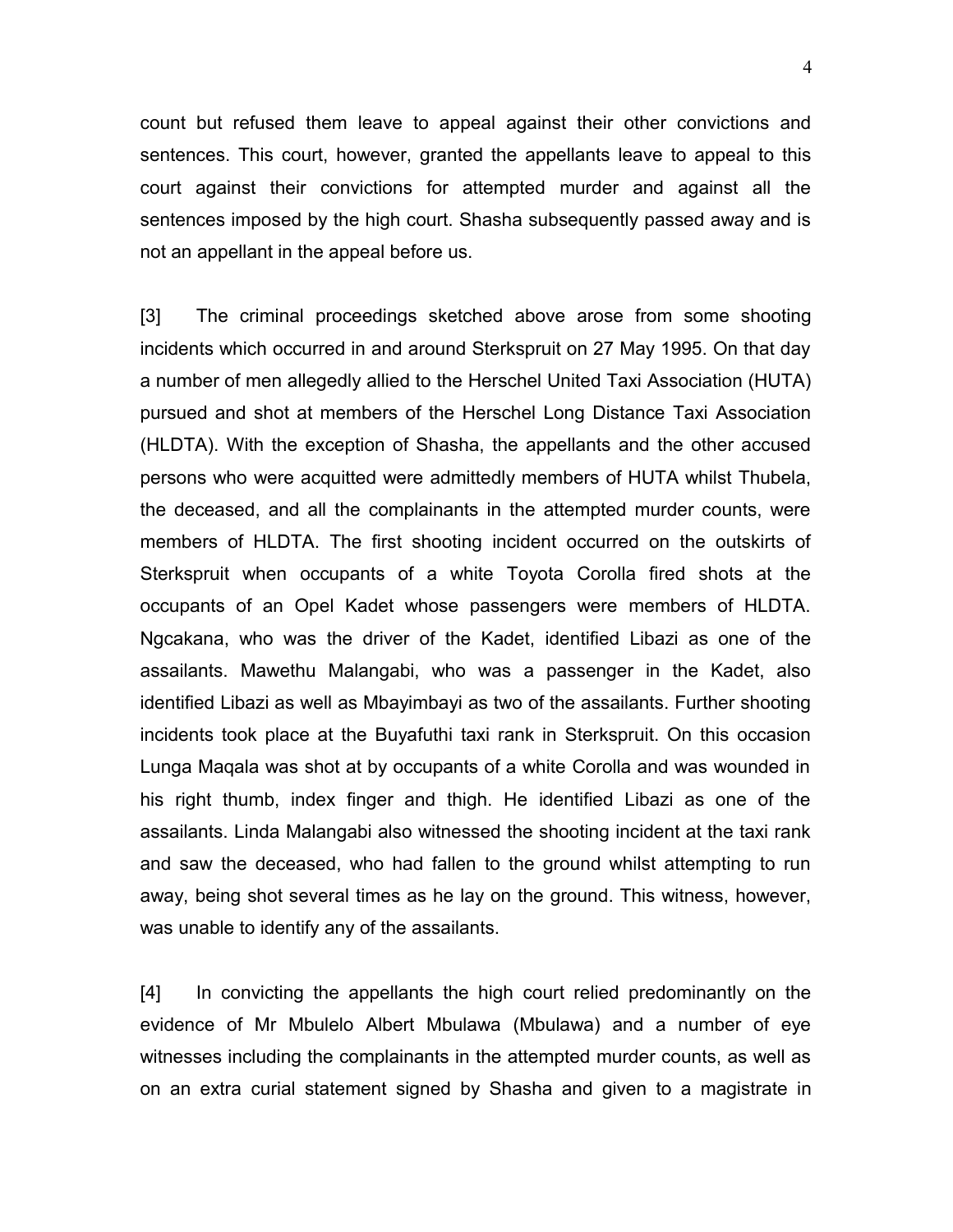count but refused them leave to appeal against their other convictions and sentences. This court, however, granted the appellants leave to appeal to this court against their convictions for attempted murder and against all the sentences imposed by the high court. Shasha subsequently passed away and is not an appellant in the appeal before us.

[3] The criminal proceedings sketched above arose from some shooting incidents which occurred in and around Sterkspruit on 27 May 1995. On that day a number of men allegedly allied to the Herschel United Taxi Association (HUTA) pursued and shot at members of the Herschel Long Distance Taxi Association (HLDTA). With the exception of Shasha, the appellants and the other accused persons who were acquitted were admittedly members of HUTA whilst Thubela, the deceased, and all the complainants in the attempted murder counts, were members of HLDTA. The first shooting incident occurred on the outskirts of Sterkspruit when occupants of a white Toyota Corolla fired shots at the occupants of an Opel Kadet whose passengers were members of HLDTA. Ngcakana, who was the driver of the Kadet, identified Libazi as one of the assailants. Mawethu Malangabi, who was a passenger in the Kadet, also identified Libazi as well as Mbayimbayi as two of the assailants. Further shooting incidents took place at the Buyafuthi taxi rank in Sterkspruit. On this occasion Lunga Maqala was shot at by occupants of a white Corolla and was wounded in his right thumb, index finger and thigh. He identified Libazi as one of the assailants. Linda Malangabi also witnessed the shooting incident at the taxi rank and saw the deceased, who had fallen to the ground whilst attempting to run away, being shot several times as he lay on the ground. This witness, however, was unable to identify any of the assailants.

[4] In convicting the appellants the high court relied predominantly on the evidence of Mr Mbulelo Albert Mbulawa (Mbulawa) and a number of eye witnesses including the complainants in the attempted murder counts, as well as on an extra curial statement signed by Shasha and given to a magistrate in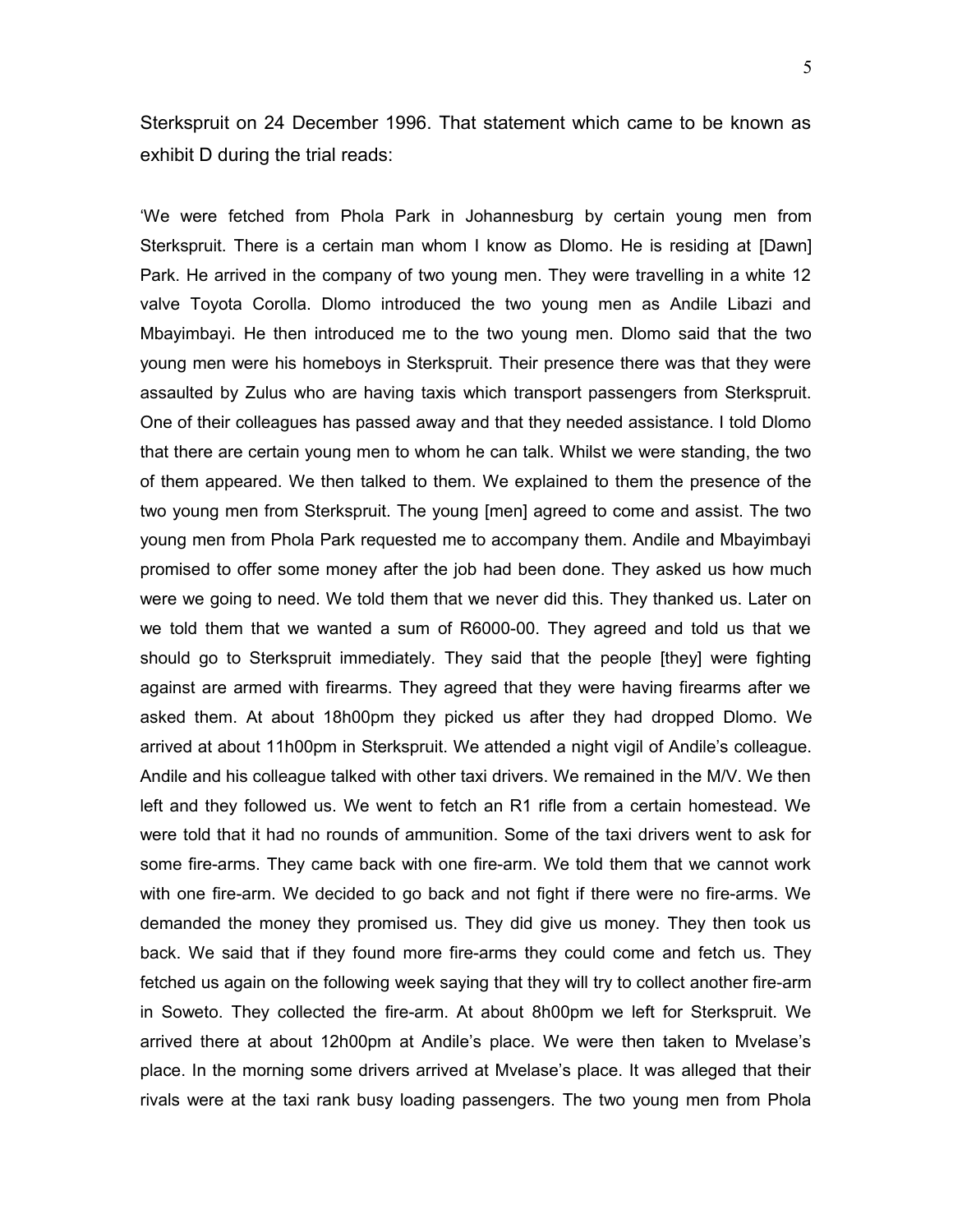Sterkspruit on 24 December 1996. That statement which came to be known as exhibit D during the trial reads:

'We were fetched from Phola Park in Johannesburg by certain young men from Sterkspruit. There is a certain man whom I know as Dlomo. He is residing at [Dawn] Park. He arrived in the company of two young men. They were travelling in a white 12 valve Toyota Corolla. Dlomo introduced the two young men as Andile Libazi and Mbayimbayi. He then introduced me to the two young men. Dlomo said that the two young men were his homeboys in Sterkspruit. Their presence there was that they were assaulted by Zulus who are having taxis which transport passengers from Sterkspruit. One of their colleagues has passed away and that they needed assistance. I told Dlomo that there are certain young men to whom he can talk. Whilst we were standing, the two of them appeared. We then talked to them. We explained to them the presence of the two young men from Sterkspruit. The young [men] agreed to come and assist. The two young men from Phola Park requested me to accompany them. Andile and Mbayimbayi promised to offer some money after the job had been done. They asked us how much were we going to need. We told them that we never did this. They thanked us. Later on we told them that we wanted a sum of R6000-00. They agreed and told us that we should go to Sterkspruit immediately. They said that the people [they] were fighting against are armed with firearms. They agreed that they were having firearms after we asked them. At about 18h00pm they picked us after they had dropped Dlomo. We arrived at about 11h00pm in Sterkspruit. We attended a night vigil of Andile's colleague. Andile and his colleague talked with other taxi drivers. We remained in the M/V. We then left and they followed us. We went to fetch an R1 rifle from a certain homestead. We were told that it had no rounds of ammunition. Some of the taxi drivers went to ask for some fire-arms. They came back with one fire-arm. We told them that we cannot work with one fire-arm. We decided to go back and not fight if there were no fire-arms. We demanded the money they promised us. They did give us money. They then took us back. We said that if they found more fire-arms they could come and fetch us. They fetched us again on the following week saying that they will try to collect another fire-arm in Soweto. They collected the fire-arm. At about 8h00pm we left for Sterkspruit. We arrived there at about 12h00pm at Andile's place. We were then taken to Mvelase's place. In the morning some drivers arrived at Mvelase's place. It was alleged that their rivals were at the taxi rank busy loading passengers. The two young men from Phola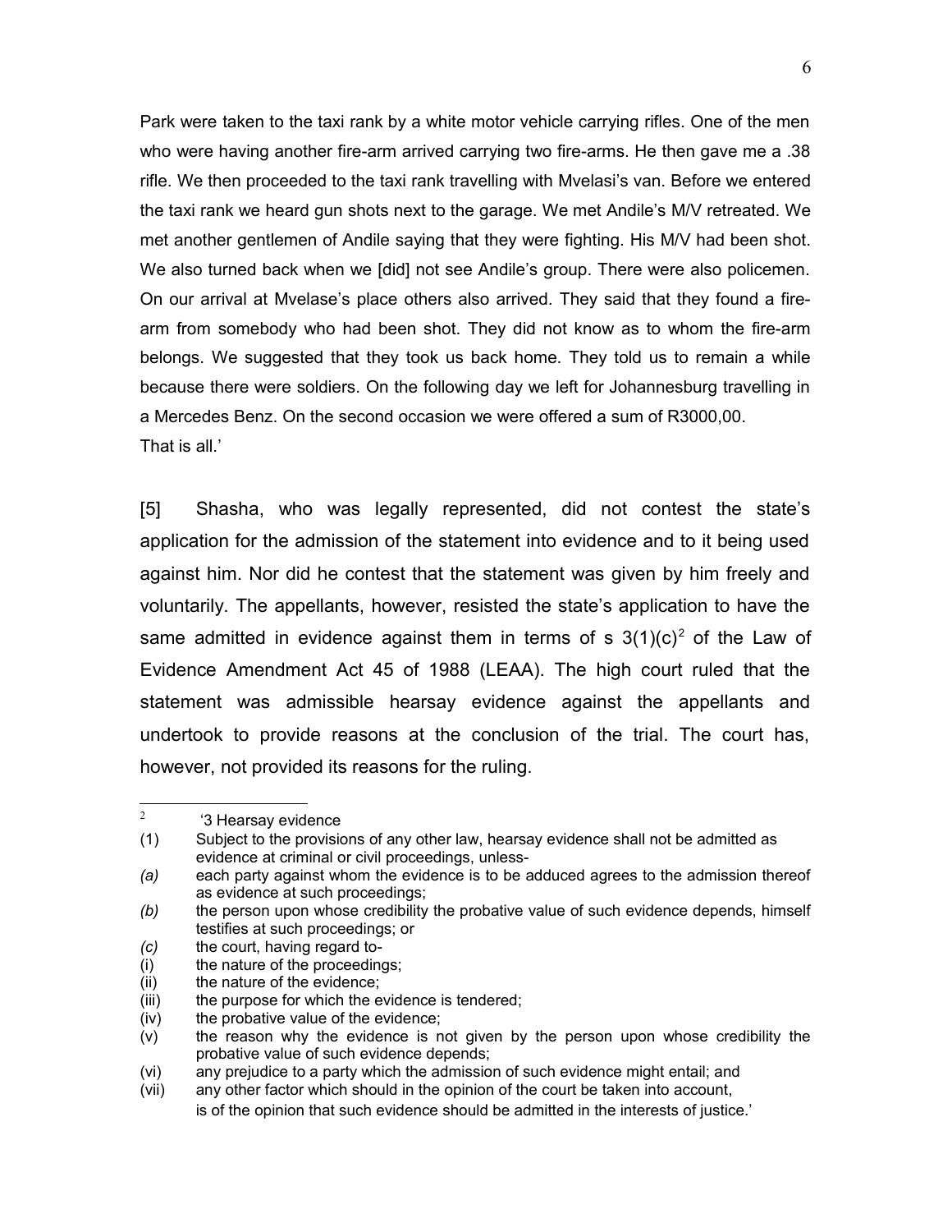Park were taken to the taxi rank by a white motor vehicle carrying rifles. One of the men who were having another fire-arm arrived carrying two fire-arms. He then gave me a .38 rifle. We then proceeded to the taxi rank travelling with Mvelasi's van. Before we entered the taxi rank we heard gun shots next to the garage. We met Andile's M/V retreated. We met another gentlemen of Andile saying that they were fighting. His M/V had been shot. We also turned back when we [did] not see Andile's group. There were also policemen. On our arrival at Mvelase's place others also arrived. They said that they found a fire-arm from somebody who had been shot. They did not know as to whom the fire-arm belongs. We suggested that they took us back home. They told us to remain a while because there were soldiers. On the following day we left for Johannesburg travelling in a Mercedes Benz. On the second occasion we were offered a sum of R3000,00. That is all.'

[5] Shasha, who was legally represented, did not contest the state's application for the admission of the statement into evidence and to it being used against him. Nor did he contest that the statement was given by him freely and voluntarily. The appellants, however, resisted the state's application to have the same admitted in evidence against them in terms of s 3(1)(c)[2] of the Law of Evidence Amendment Act 45 of 1988 (LEAA). The high court ruled that the statement was admissible hearsay evidence against the appellants and undertook to provide reasons at the conclusion of the trial. The court has, however, not provided its reasons for the ruling.

---

[2] '3 Hearsay evidence

(1) Subject to the provisions of any other law, hearsay evidence shall not be admitted as evidence at criminal or civil proceedings, unless-

*(a)* each party against whom the evidence is to be adduced agrees to the admission thereof as evidence at such proceedings;

*(b)* the person upon whose credibility the probative value of such evidence depends, himself testifies at such proceedings; or

*(c)* the court, having regard to-

(i) the nature of the proceedings;

(ii) the nature of the evidence;

(iii) the purpose for which the evidence is tendered;

(iv) the probative value of the evidence;

(v) the reason why the evidence is not given by the person upon whose credibility the probative value of such evidence depends;

(vi) any prejudice to a party which the admission of such evidence might entail; and

(vii) any other factor which should in the opinion of the court be taken into account,

is of the opinion that such evidence should be admitted in the interests of justice.'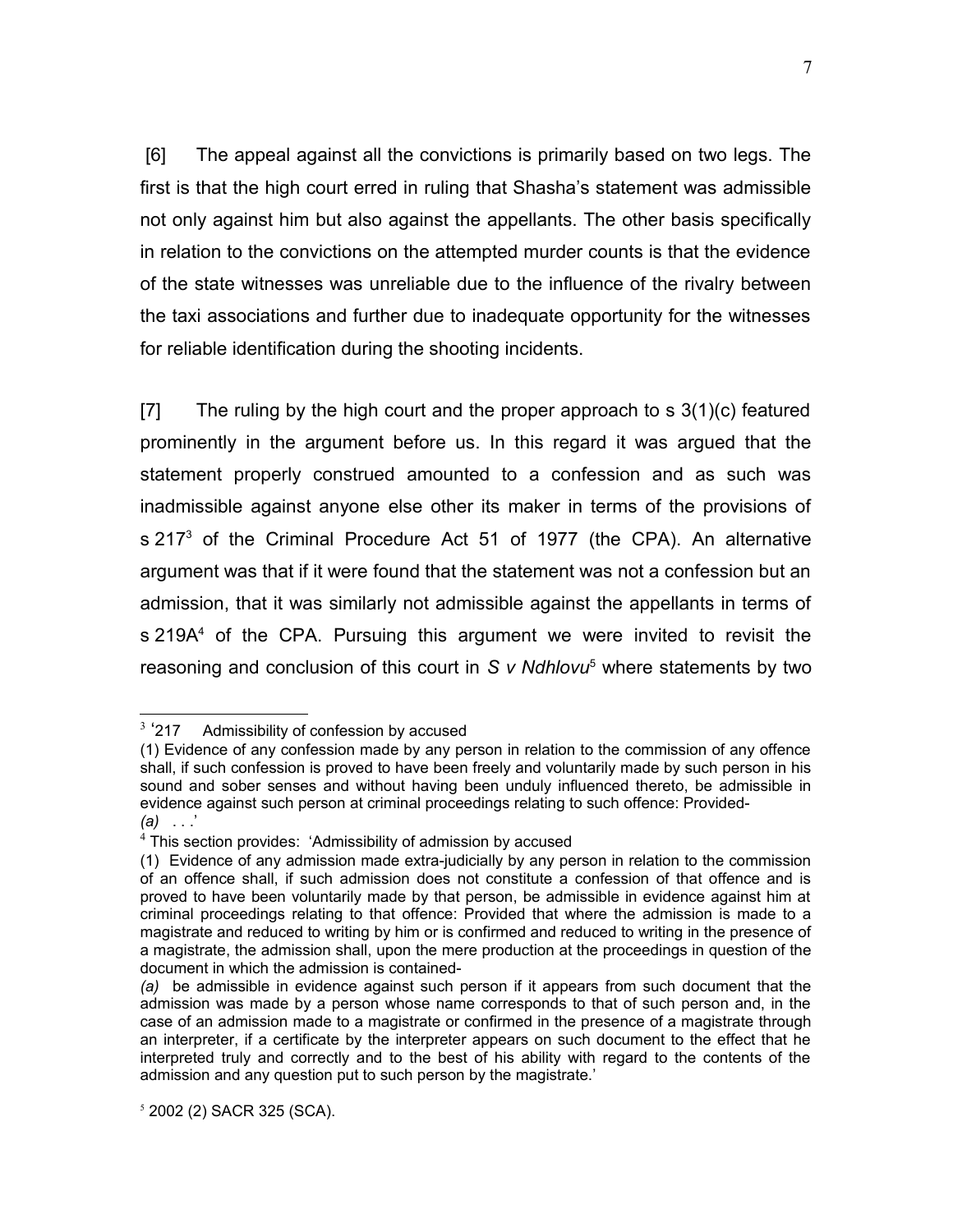[6] The appeal against all the convictions is primarily based on two legs. The first is that the high court erred in ruling that Shasha's statement was admissible not only against him but also against the appellants. The other basis specifically in relation to the convictions on the attempted murder counts is that the evidence of the state witnesses was unreliable due to the influence of the rivalry between the taxi associations and further due to inadequate opportunity for the witnesses for reliable identification during the shooting incidents.

[7] The ruling by the high court and the proper approach to s 3(1)(c) featured prominently in the argument before us. In this regard it was argued that the statement properly construed amounted to a confession and as such was inadmissible against anyone else other its maker in terms of the provisions of s 217[3] of the Criminal Procedure Act 51 of 1977 (the CPA). An alternative argument was that if it were found that the statement was not a confession but an admission, that it was similarly not admissible against the appellants in terms of s 219A[4] of the CPA. Pursuing this argument we were invited to revisit the reasoning and conclusion of this court in *S v Ndhlovu*[5] where statements by two

---

[3] '217 Admissibility of confession by accused

(1) Evidence of any confession made by any person in relation to the commission of any offence shall, if such confession is proved to have been freely and voluntarily made by such person in his sound and sober senses and without having been unduly influenced thereto, be admissible in evidence against such person at criminal proceedings relating to such offence: Provided-

*(a)* . . .'

[4] This section provides: 'Admissibility of admission by accused

(1) Evidence of any admission made extra-judicially by any person in relation to the commission of an offence shall, if such admission does not constitute a confession of that offence and is proved to have been voluntarily made by that person, be admissible in evidence against him at criminal proceedings relating to that offence: Provided that where the admission is made to a magistrate and reduced to writing by him or is confirmed and reduced to writing in the presence of a magistrate, the admission shall, upon the mere production at the proceedings in question of the document in which the admission is contained-

*(a)* be admissible in evidence against such person if it appears from such document that the admission was made by a person whose name corresponds to that of such person and, in the case of an admission made to a magistrate or confirmed in the presence of a magistrate through an interpreter, if a certificate by the interpreter appears on such document to the effect that he interpreted truly and correctly and to the best of his ability with regard to the contents of the admission and any question put to such person by the magistrate.'

[5] 2002 (2) SACR 325 (SCA).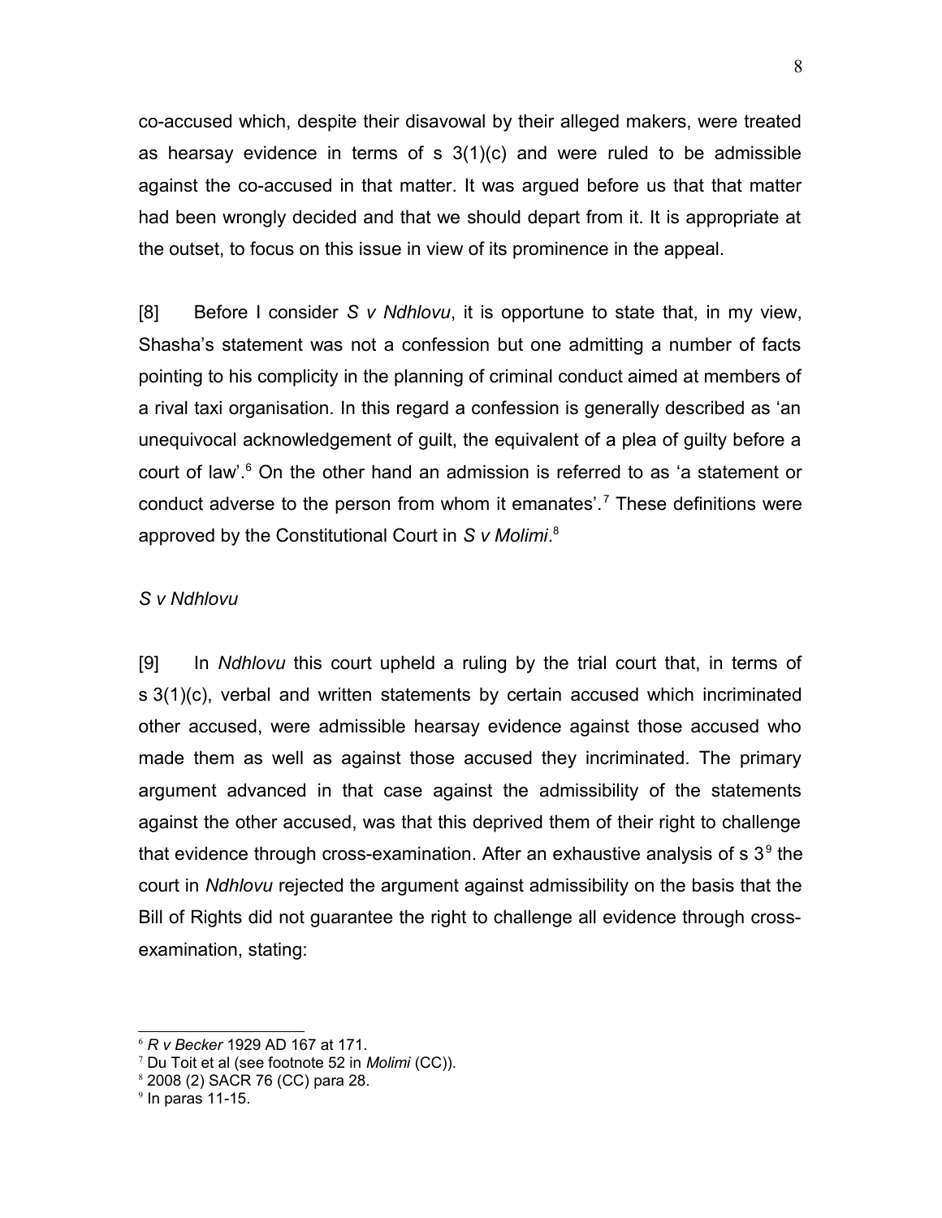co-accused which, despite their disavowal by their alleged makers, were treated as hearsay evidence in terms of s 3(1)(c) and were ruled to be admissible against the co-accused in that matter. It was argued before us that that matter had been wrongly decided and that we should depart from it. It is appropriate at the outset, to focus on this issue in view of its prominence in the appeal.

[8] Before I consider *S v Ndhlovu*, it is opportune to state that, in my view, Shasha's statement was not a confession but one admitting a number of facts pointing to his complicity in the planning of criminal conduct aimed at members of a rival taxi organisation. In this regard a confession is generally described as 'an unequivocal acknowledgement of guilt, the equivalent of a plea of guilty before a court of law'.[6] On the other hand an admission is referred to as 'a statement or conduct adverse to the person from whom it emanates'.[7] These definitions were approved by the Constitutional Court in *S v Molimi*.[8]

*S v Ndhlovu*

[9] In *Ndhlovu* this court upheld a ruling by the trial court that, in terms of s 3(1)(c), verbal and written statements by certain accused which incriminated other accused, were admissible hearsay evidence against those accused who made them as well as against those accused they incriminated. The primary argument advanced in that case against the admissibility of the statements against the other accused, was that this deprived them of their right to challenge that evidence through cross-examination. After an exhaustive analysis of s 3[9] the court in *Ndhlovu* rejected the argument against admissibility on the basis that the Bill of Rights did not guarantee the right to challenge all evidence through cross-examination, stating:

---

[6] *R v Becker* 1929 AD 167 at 171.

[7] Du Toit et al (see footnote 52 in *Molimi* (CC)).

[8] 2008 (2) SACR 76 (CC) para 28.

[9] In paras 11-15.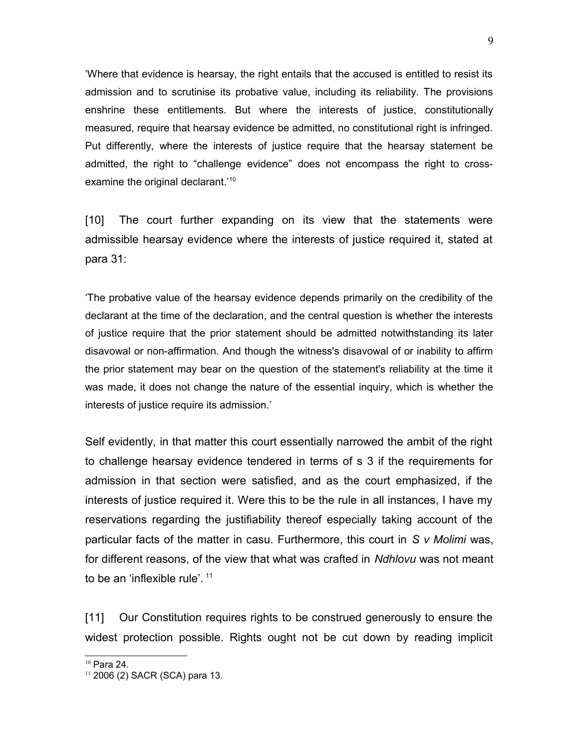'Where that evidence is hearsay, the right entails that the accused is entitled to resist its admission and to scrutinise its probative value, including its reliability. The provisions enshrine these entitlements. But where the interests of justice, constitutionally measured, require that hearsay evidence be admitted, no constitutional right is infringed. Put differently, where the interests of justice require that the hearsay statement be admitted, the right to "challenge evidence" does not encompass the right to cross-examine the original declarant.'[10]

[10] The court further expanding on its view that the statements were admissible hearsay evidence where the interests of justice required it, stated at para 31:

'The probative value of the hearsay evidence depends primarily on the credibility of the declarant at the time of the declaration, and the central question is whether the interests of justice require that the prior statement should be admitted notwithstanding its later disavowal or non-affirmation. And though the witness's disavowal of or inability to affirm the prior statement may bear on the question of the statement's reliability at the time it was made, it does not change the nature of the essential inquiry, which is whether the interests of justice require its admission.'

Self evidently, in that matter this court essentially narrowed the ambit of the right to challenge hearsay evidence tendered in terms of s 3 if the requirements for admission in that section were satisfied, and as the court emphasized, if the interests of justice required it. Were this to be the rule in all instances, I have my reservations regarding the justifiability thereof especially taking account of the particular facts of the matter in casu. Furthermore, this court in *S v Molimi* was, for different reasons, of the view that what was crafted in *Ndhlovu* was not meant to be an 'inflexible rule'. [11]

[11] Our Constitution requires rights to be construed generously to ensure the widest protection possible. Rights ought not be cut down by reading implicit

---

[10] Para 24.

[11] 2006 (2) SACR (SCA) para 13.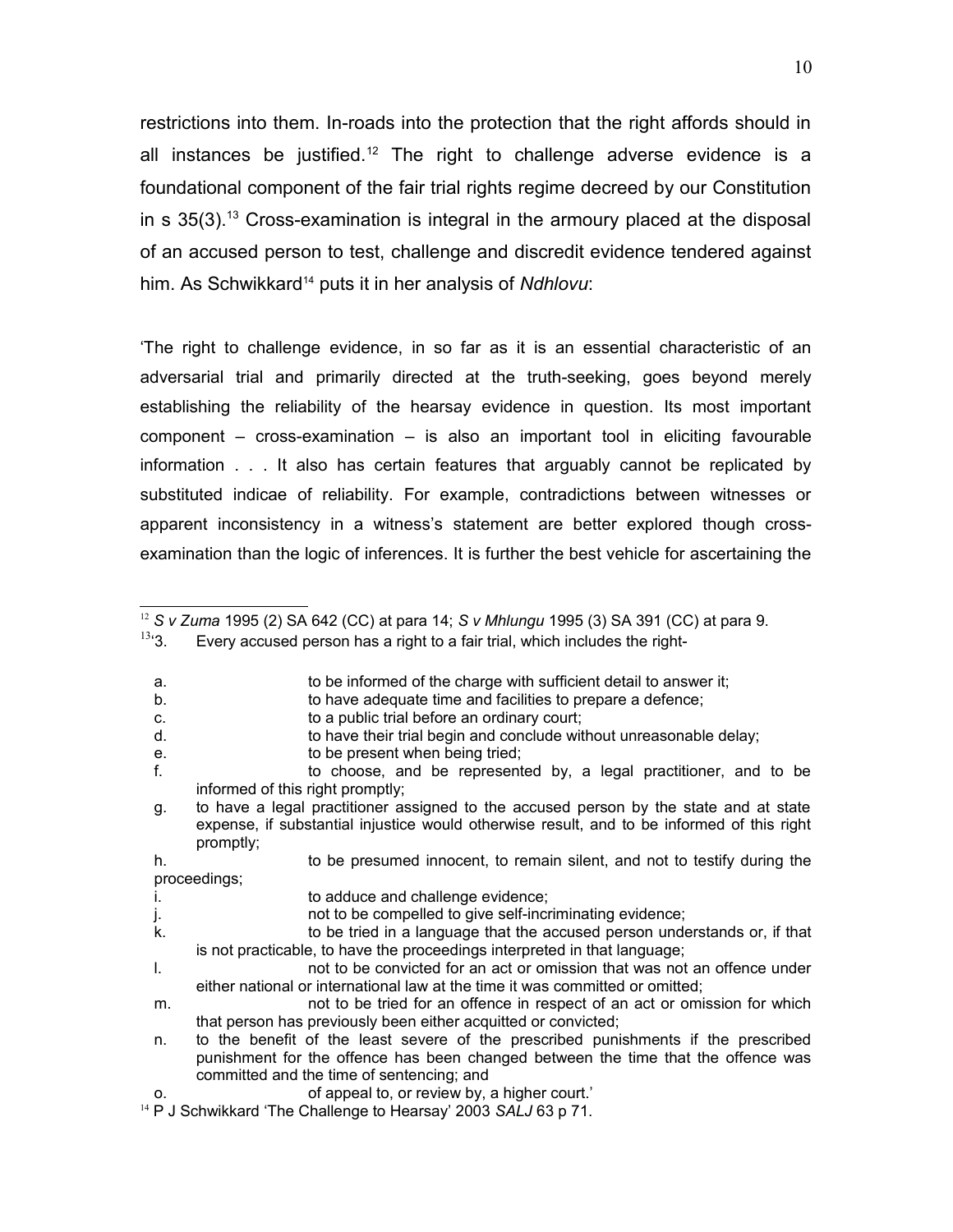restrictions into them. In-roads into the protection that the right affords should in all instances be justified.[12] The right to challenge adverse evidence is a foundational component of the fair trial rights regime decreed by our Constitution in s 35(3).[13] Cross-examination is integral in the armoury placed at the disposal of an accused person to test, challenge and discredit evidence tendered against him. As Schwikkard[14] puts it in her analysis of *Ndhlovu*:

'The right to challenge evidence, in so far as it is an essential characteristic of an adversarial trial and primarily directed at the truth-seeking, goes beyond merely establishing the reliability of the hearsay evidence in question. Its most important component – cross-examination – is also an important tool in eliciting favourable information . . . It also has certain features that arguably cannot be replicated by substituted indicae of reliability. For example, contradictions between witnesses or apparent inconsistency in a witness's statement are better explored though cross-examination than the logic of inferences. It is further the best vehicle for ascertaining the

---

[12] *S v Zuma* 1995 (2) SA 642 (CC) at para 14; *S v Mhlungu* 1995 (3) SA 391 (CC) at para 9.

[13] '3. Every accused person has a right to a fair trial, which includes the right-

a. to be informed of the charge with sufficient detail to answer it;
b. to have adequate time and facilities to prepare a defence;
c. to a public trial before an ordinary court;
d. to have their trial begin and conclude without unreasonable delay;
e. to be present when being tried;
f. to choose, and be represented by, a legal practitioner, and to be informed of this right promptly;
g. to have a legal practitioner assigned to the accused person by the state and at state expense, if substantial injustice would otherwise result, and to be informed of this right promptly;
h. to be presumed innocent, to remain silent, and not to testify during the proceedings;
i. to adduce and challenge evidence;
j. not to be compelled to give self-incriminating evidence;
k. to be tried in a language that the accused person understands or, if that is not practicable, to have the proceedings interpreted in that language;
l. not to be convicted for an act or omission that was not an offence under either national or international law at the time it was committed or omitted;
m. not to be tried for an offence in respect of an act or omission for which that person has previously been either acquitted or convicted;
n. to the benefit of the least severe of the prescribed punishments if the prescribed punishment for the offence has been changed between the time that the offence was committed and the time of sentencing; and
o. of appeal to, or review by, a higher court.'

[14] P J Schwikkard 'The Challenge to Hearsay' 2003 *SALJ* 63 p 71.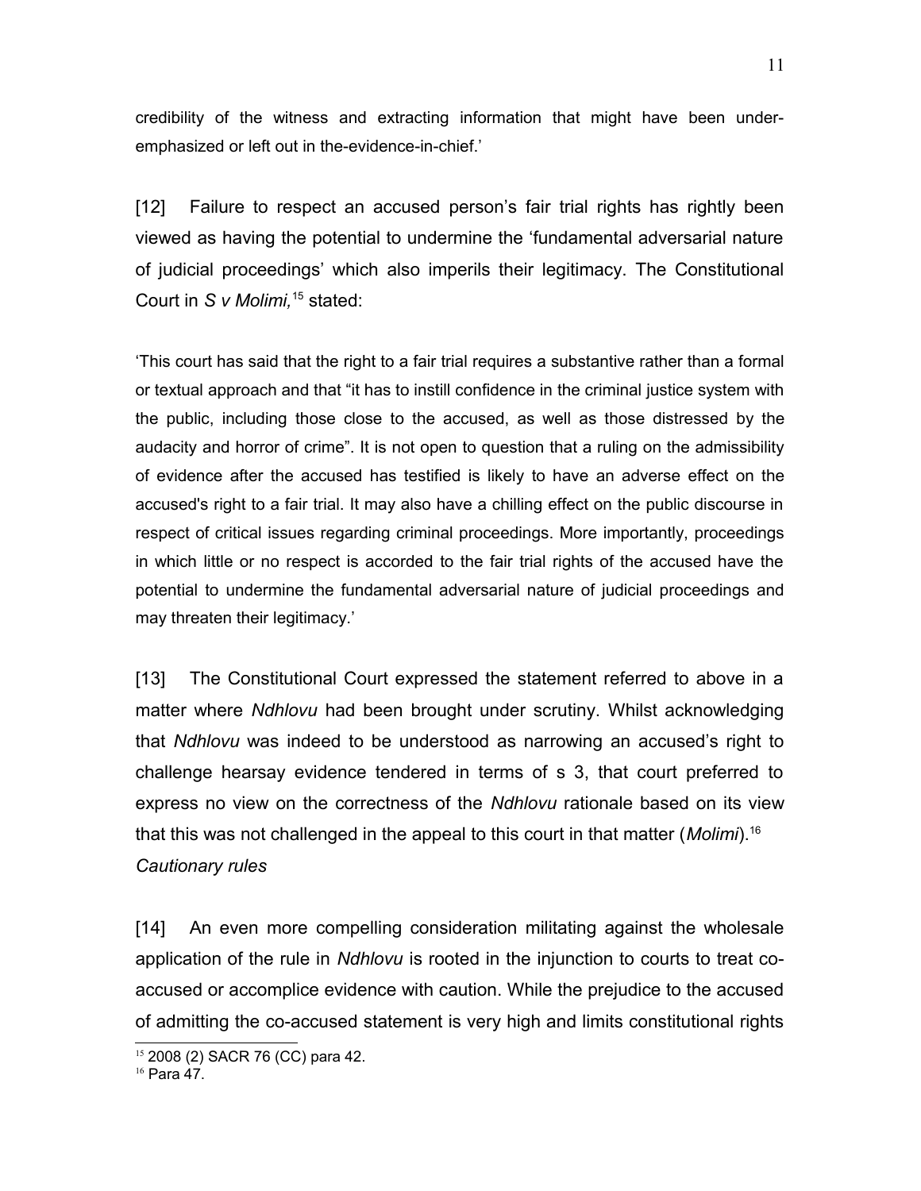credibility of the witness and extracting information that might have been under-emphasized or left out in the-evidence-in-chief.'

[12] Failure to respect an accused person's fair trial rights has rightly been viewed as having the potential to undermine the 'fundamental adversarial nature of judicial proceedings' which also imperils their legitimacy. The Constitutional Court in *S v Molimi,*[15] stated:

'This court has said that the right to a fair trial requires a substantive rather than a formal or textual approach and that "it has to instill confidence in the criminal justice system with the public, including those close to the accused, as well as those distressed by the audacity and horror of crime". It is not open to question that a ruling on the admissibility of evidence after the accused has testified is likely to have an adverse effect on the accused's right to a fair trial. It may also have a chilling effect on the public discourse in respect of critical issues regarding criminal proceedings. More importantly, proceedings in which little or no respect is accorded to the fair trial rights of the accused have the potential to undermine the fundamental adversarial nature of judicial proceedings and may threaten their legitimacy.'

[13] The Constitutional Court expressed the statement referred to above in a matter where *Ndhlovu* had been brought under scrutiny. Whilst acknowledging that *Ndhlovu* was indeed to be understood as narrowing an accused's right to challenge hearsay evidence tendered in terms of s 3, that court preferred to express no view on the correctness of the *Ndhlovu* rationale based on its view that this was not challenged in the appeal to this court in that matter (*Molimi*).[16]

*Cautionary rules*

[14] An even more compelling consideration militating against the wholesale application of the rule in *Ndhlovu* is rooted in the injunction to courts to treat co-accused or accomplice evidence with caution. While the prejudice to the accused of admitting the co-accused statement is very high and limits constitutional rights

---

[15] 2008 (2) SACR 76 (CC) para 42.

[16] Para 47.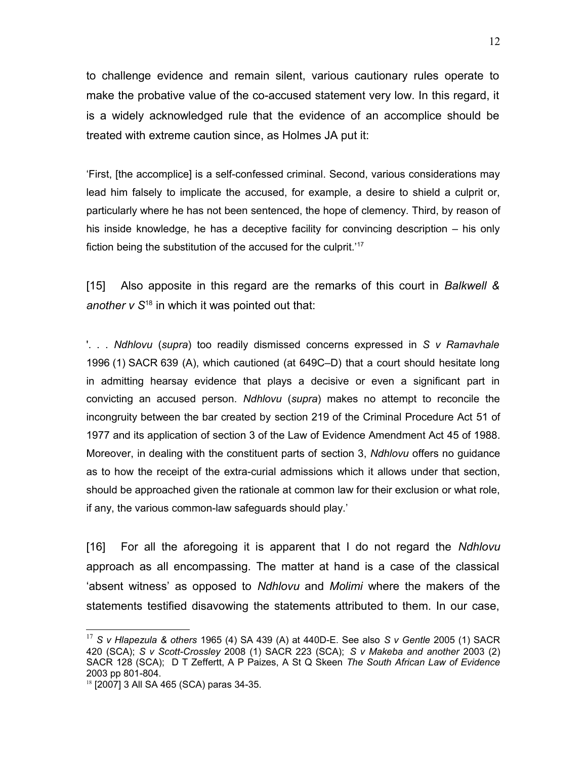to challenge evidence and remain silent, various cautionary rules operate to make the probative value of the co-accused statement very low. In this regard, it is a widely acknowledged rule that the evidence of an accomplice should be treated with extreme caution since, as Holmes JA put it:

'First, [the accomplice] is a self-confessed criminal. Second, various considerations may lead him falsely to implicate the accused, for example, a desire to shield a culprit or, particularly where he has not been sentenced, the hope of clemency. Third, by reason of his inside knowledge, he has a deceptive facility for convincing description – his only fiction being the substitution of the accused for the culprit.'[17]

[15] Also apposite in this regard are the remarks of this court in *Balkwell & another v S*[18] in which it was pointed out that:

'. . . *Ndhlovu* (*supra*) too readily dismissed concerns expressed in *S v Ramavhale* 1996 (1) SACR 639 (A), which cautioned (at 649C–D) that a court should hesitate long in admitting hearsay evidence that plays a decisive or even a significant part in convicting an accused person. *Ndhlovu* (*supra*) makes no attempt to reconcile the incongruity between the bar created by section 219 of the Criminal Procedure Act 51 of 1977 and its application of section 3 of the Law of Evidence Amendment Act 45 of 1988. Moreover, in dealing with the constituent parts of section 3, *Ndhlovu* offers no guidance as to how the receipt of the extra-curial admissions which it allows under that section, should be approached given the rationale at common law for their exclusion or what role, if any, the various common-law safeguards should play.'

[16] For all the aforegoing it is apparent that I do not regard the *Ndhlovu* approach as all encompassing. The matter at hand is a case of the classical 'absent witness' as opposed to *Ndhlovu* and *Molimi* where the makers of the statements testified disavowing the statements attributed to them. In our case,

---

[17] *S v Hlapezula & others* 1965 (4) SA 439 (A) at 440D-E. See also *S v Gentle* 2005 (1) SACR 420 (SCA); *S v Scott-Crossley* 2008 (1) SACR 223 (SCA); *S v Makeba and another* 2003 (2) SACR 128 (SCA); D T Zeffertt, A P Paizes, A St Q Skeen *The South African Law of Evidence* 2003 pp 801-804.

[18] [2007] 3 All SA 465 (SCA) paras 34-35.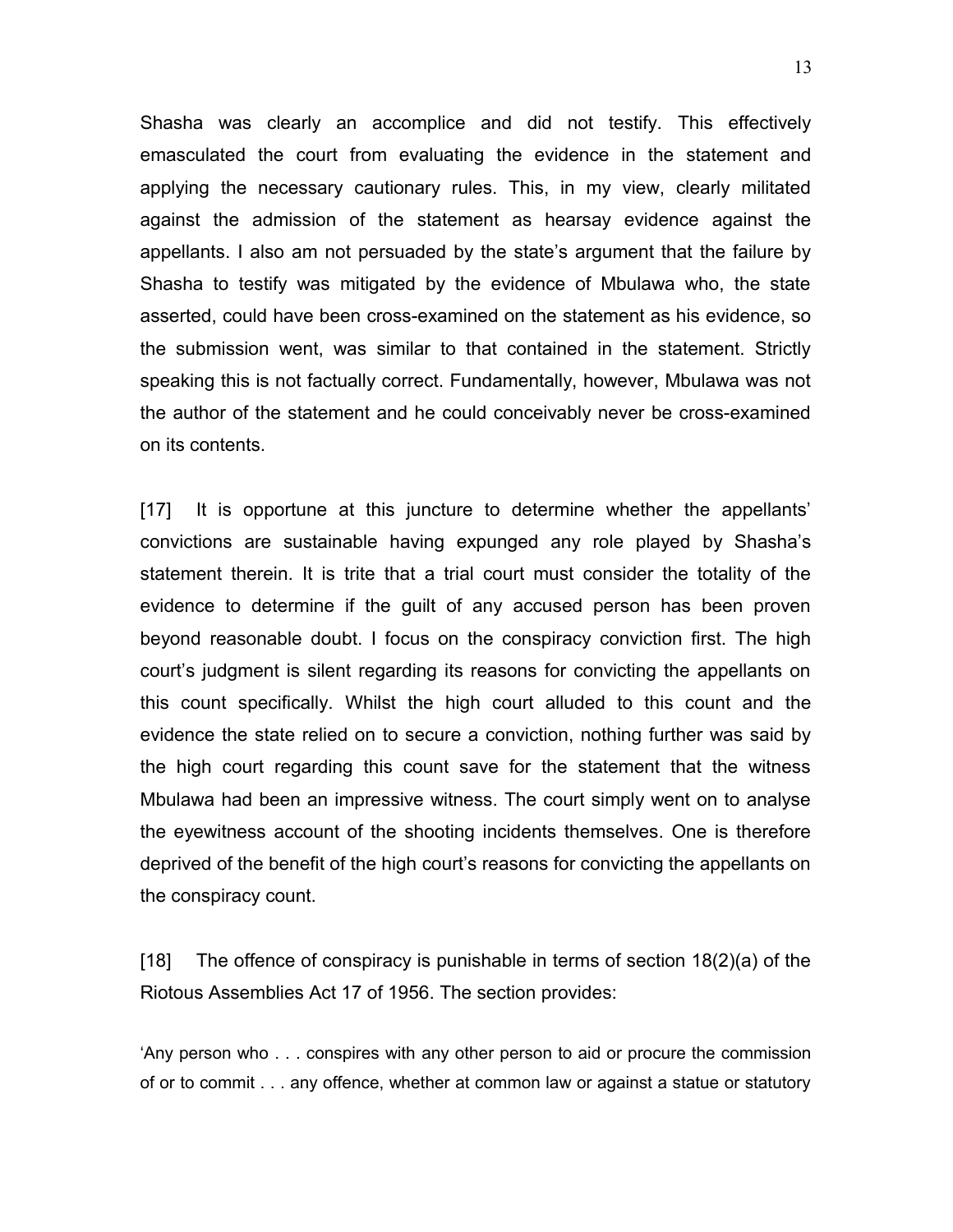Shasha was clearly an accomplice and did not testify. This effectively emasculated the court from evaluating the evidence in the statement and applying the necessary cautionary rules. This, in my view, clearly militated against the admission of the statement as hearsay evidence against the appellants. I also am not persuaded by the state's argument that the failure by Shasha to testify was mitigated by the evidence of Mbulawa who, the state asserted, could have been cross-examined on the statement as his evidence, so the submission went, was similar to that contained in the statement. Strictly speaking this is not factually correct. Fundamentally, however, Mbulawa was not the author of the statement and he could conceivably never be cross-examined on its contents.

[17] It is opportune at this juncture to determine whether the appellants' convictions are sustainable having expunged any role played by Shasha's statement therein. It is trite that a trial court must consider the totality of the evidence to determine if the guilt of any accused person has been proven beyond reasonable doubt. I focus on the conspiracy conviction first. The high court's judgment is silent regarding its reasons for convicting the appellants on this count specifically. Whilst the high court alluded to this count and the evidence the state relied on to secure a conviction, nothing further was said by the high court regarding this count save for the statement that the witness Mbulawa had been an impressive witness. The court simply went on to analyse the eyewitness account of the shooting incidents themselves. One is therefore deprived of the benefit of the high court's reasons for convicting the appellants on the conspiracy count.

[18] The offence of conspiracy is punishable in terms of section 18(2)(a) of the Riotous Assemblies Act 17 of 1956. The section provides:

'Any person who . . . conspires with any other person to aid or procure the commission of or to commit . . . any offence, whether at common law or against a statue or statutory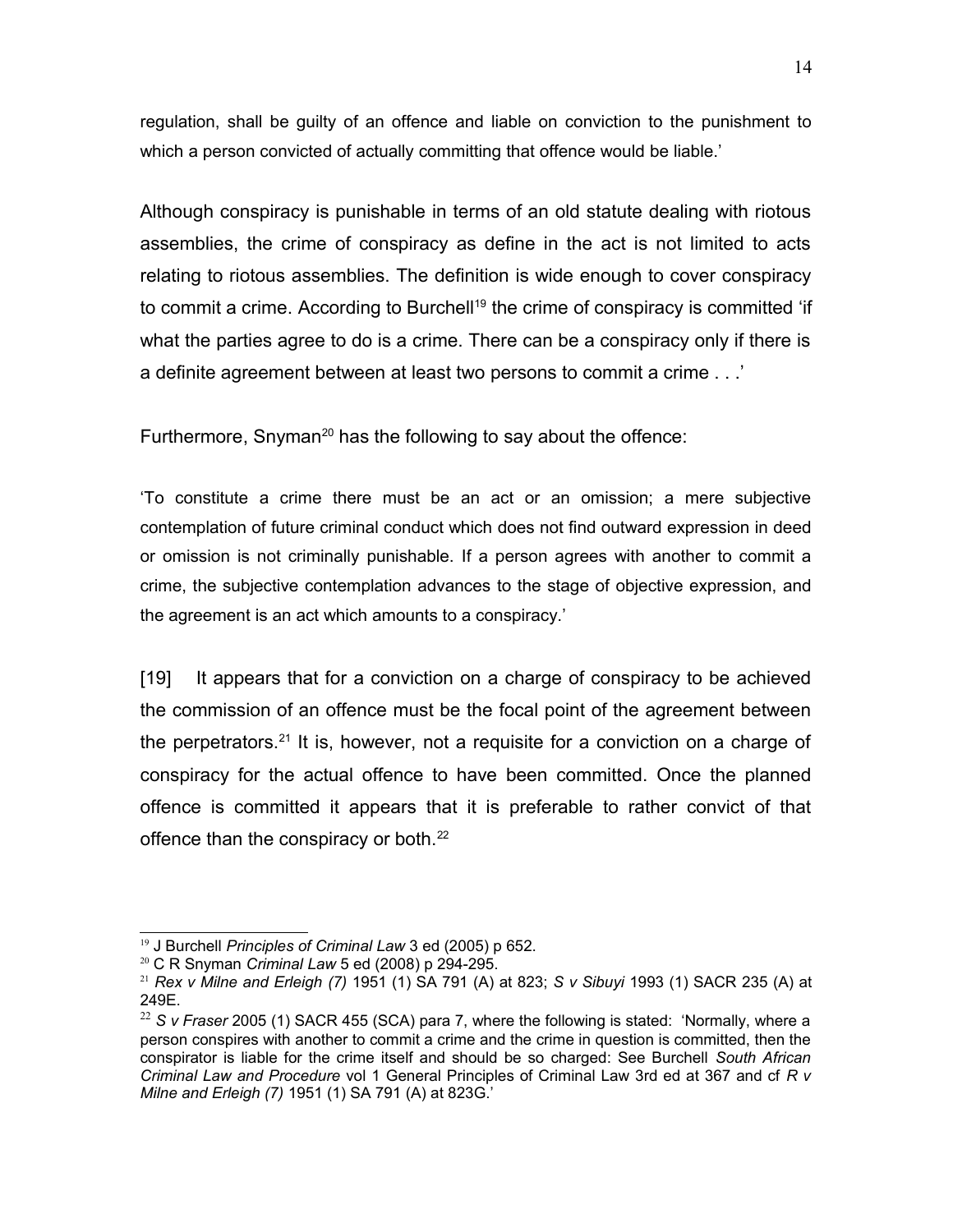regulation, shall be guilty of an offence and liable on conviction to the punishment to which a person convicted of actually committing that offence would be liable.'

Although conspiracy is punishable in terms of an old statute dealing with riotous assemblies, the crime of conspiracy as define in the act is not limited to acts relating to riotous assemblies. The definition is wide enough to cover conspiracy to commit a crime. According to Burchell[19] the crime of conspiracy is committed 'if what the parties agree to do is a crime. There can be a conspiracy only if there is a definite agreement between at least two persons to commit a crime . . .'

Furthermore, Snyman[20] has the following to say about the offence:

'To constitute a crime there must be an act or an omission; a mere subjective contemplation of future criminal conduct which does not find outward expression in deed or omission is not criminally punishable. If a person agrees with another to commit a crime, the subjective contemplation advances to the stage of objective expression, and the agreement is an act which amounts to a conspiracy.'

[19] It appears that for a conviction on a charge of conspiracy to be achieved the commission of an offence must be the focal point of the agreement between the perpetrators.[21] It is, however, not a requisite for a conviction on a charge of conspiracy for the actual offence to have been committed. Once the planned offence is committed it appears that it is preferable to rather convict of that offence than the conspiracy or both.[22]

---

[19] J Burchell *Principles of Criminal Law* 3 ed (2005) p 652.

[20] C R Snyman *Criminal Law* 5 ed (2008) p 294-295.

[21] *Rex v Milne and Erleigh (7)* 1951 (1) SA 791 (A) at 823; *S v Sibuyi* 1993 (1) SACR 235 (A) at 249E.

[22] *S v Fraser* 2005 (1) SACR 455 (SCA) para 7, where the following is stated: 'Normally, where a person conspires with another to commit a crime and the crime in question is committed, then the conspirator is liable for the crime itself and should be so charged: See Burchell *South African Criminal Law and Procedure* vol 1 General Principles of Criminal Law 3rd ed at 367 and cf *R v Milne and Erleigh (7)* 1951 (1) SA 791 (A) at 823G.'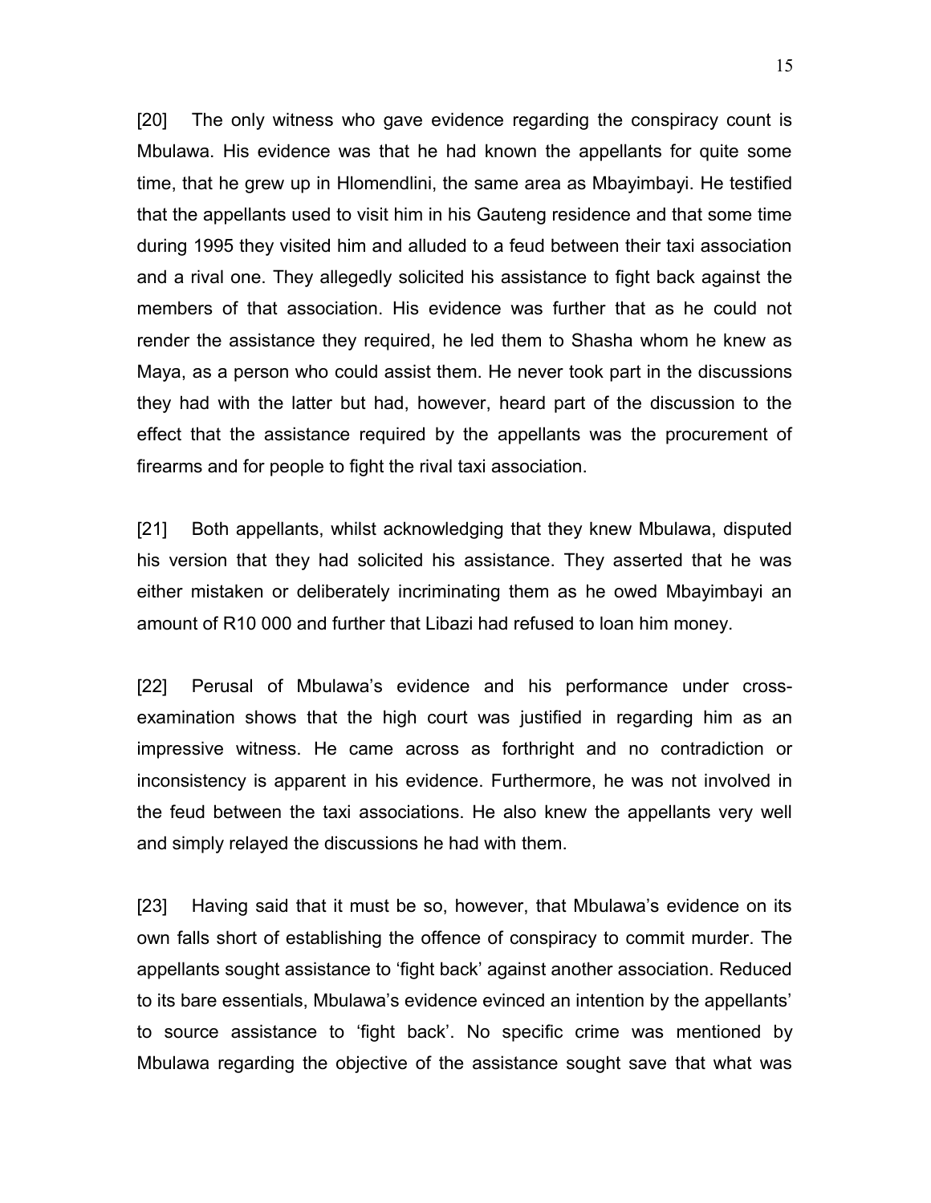[20] The only witness who gave evidence regarding the conspiracy count is Mbulawa. His evidence was that he had known the appellants for quite some time, that he grew up in Hlomendlini, the same area as Mbayimbayi. He testified that the appellants used to visit him in his Gauteng residence and that some time during 1995 they visited him and alluded to a feud between their taxi association and a rival one. They allegedly solicited his assistance to fight back against the members of that association. His evidence was further that as he could not render the assistance they required, he led them to Shasha whom he knew as Maya, as a person who could assist them. He never took part in the discussions they had with the latter but had, however, heard part of the discussion to the effect that the assistance required by the appellants was the procurement of firearms and for people to fight the rival taxi association.

[21] Both appellants, whilst acknowledging that they knew Mbulawa, disputed his version that they had solicited his assistance. They asserted that he was either mistaken or deliberately incriminating them as he owed Mbayimbayi an amount of R10 000 and further that Libazi had refused to loan him money.

[22] Perusal of Mbulawa's evidence and his performance under cross-examination shows that the high court was justified in regarding him as an impressive witness. He came across as forthright and no contradiction or inconsistency is apparent in his evidence. Furthermore, he was not involved in the feud between the taxi associations. He also knew the appellants very well and simply relayed the discussions he had with them.

[23] Having said that it must be so, however, that Mbulawa's evidence on its own falls short of establishing the offence of conspiracy to commit murder. The appellants sought assistance to 'fight back' against another association. Reduced to its bare essentials, Mbulawa's evidence evinced an intention by the appellants' to source assistance to 'fight back'. No specific crime was mentioned by Mbulawa regarding the objective of the assistance sought save that what was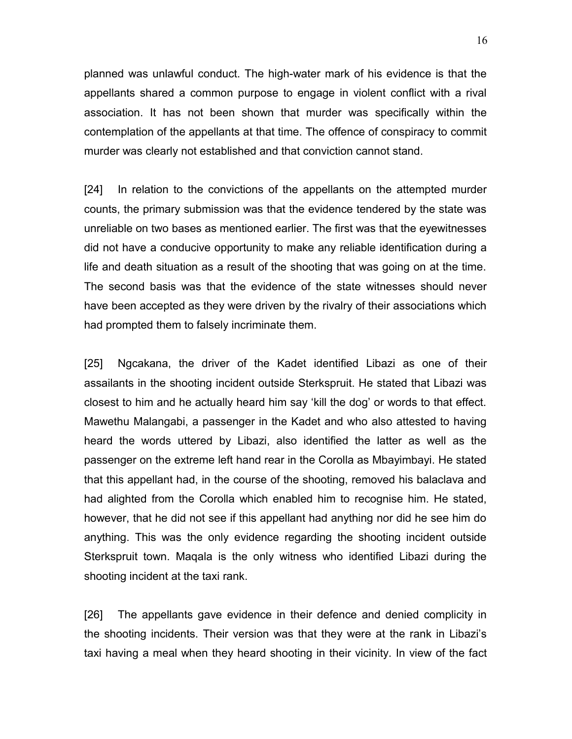planned was unlawful conduct. The high-water mark of his evidence is that the appellants shared a common purpose to engage in violent conflict with a rival association. It has not been shown that murder was specifically within the contemplation of the appellants at that time. The offence of conspiracy to commit murder was clearly not established and that conviction cannot stand.

[24] In relation to the convictions of the appellants on the attempted murder counts, the primary submission was that the evidence tendered by the state was unreliable on two bases as mentioned earlier. The first was that the eyewitnesses did not have a conducive opportunity to make any reliable identification during a life and death situation as a result of the shooting that was going on at the time. The second basis was that the evidence of the state witnesses should never have been accepted as they were driven by the rivalry of their associations which had prompted them to falsely incriminate them.

[25] Ngcakana, the driver of the Kadet identified Libazi as one of their assailants in the shooting incident outside Sterkspruit. He stated that Libazi was closest to him and he actually heard him say 'kill the dog' or words to that effect. Mawethu Malangabi, a passenger in the Kadet and who also attested to having heard the words uttered by Libazi, also identified the latter as well as the passenger on the extreme left hand rear in the Corolla as Mbayimbayi. He stated that this appellant had, in the course of the shooting, removed his balaclava and had alighted from the Corolla which enabled him to recognise him. He stated, however, that he did not see if this appellant had anything nor did he see him do anything. This was the only evidence regarding the shooting incident outside Sterkspruit town. Maqala is the only witness who identified Libazi during the shooting incident at the taxi rank.

[26] The appellants gave evidence in their defence and denied complicity in the shooting incidents. Their version was that they were at the rank in Libazi's taxi having a meal when they heard shooting in their vicinity. In view of the fact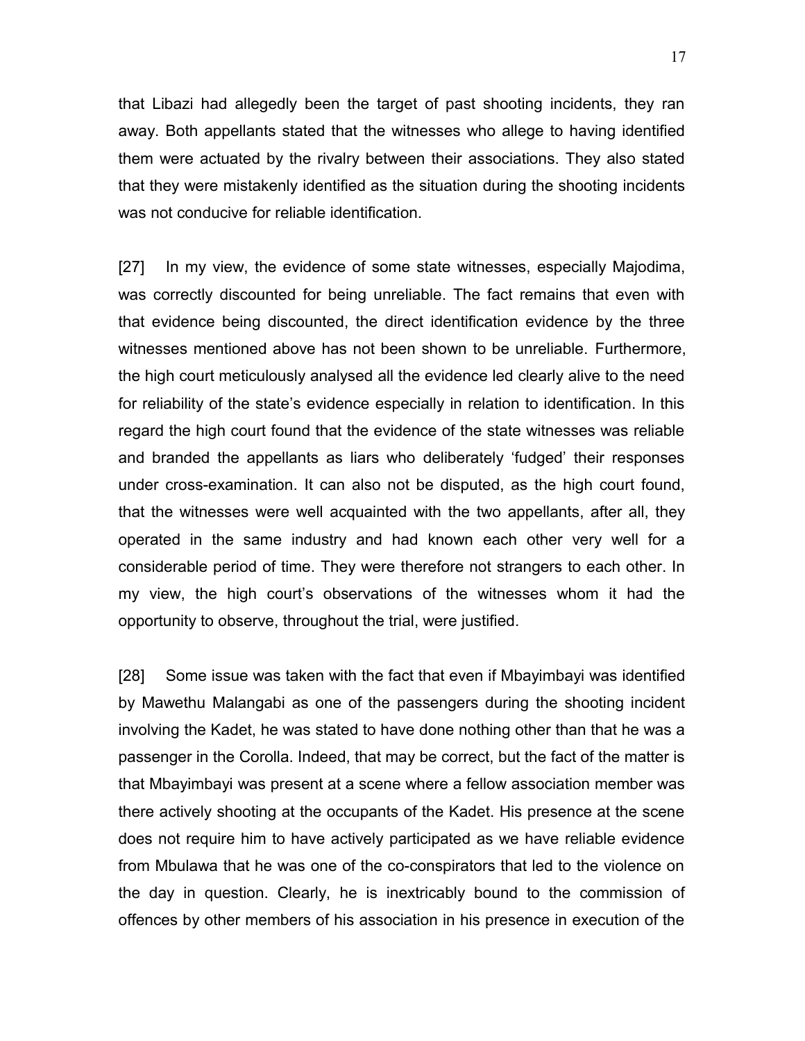that Libazi had allegedly been the target of past shooting incidents, they ran away. Both appellants stated that the witnesses who allege to having identified them were actuated by the rivalry between their associations. They also stated that they were mistakenly identified as the situation during the shooting incidents was not conducive for reliable identification.

[27] In my view, the evidence of some state witnesses, especially Majodima, was correctly discounted for being unreliable. The fact remains that even with that evidence being discounted, the direct identification evidence by the three witnesses mentioned above has not been shown to be unreliable. Furthermore, the high court meticulously analysed all the evidence led clearly alive to the need for reliability of the state's evidence especially in relation to identification. In this regard the high court found that the evidence of the state witnesses was reliable and branded the appellants as liars who deliberately 'fudged' their responses under cross-examination. It can also not be disputed, as the high court found, that the witnesses were well acquainted with the two appellants, after all, they operated in the same industry and had known each other very well for a considerable period of time. They were therefore not strangers to each other. In my view, the high court's observations of the witnesses whom it had the opportunity to observe, throughout the trial, were justified.

[28] Some issue was taken with the fact that even if Mbayimbayi was identified by Mawethu Malangabi as one of the passengers during the shooting incident involving the Kadet, he was stated to have done nothing other than that he was a passenger in the Corolla. Indeed, that may be correct, but the fact of the matter is that Mbayimbayi was present at a scene where a fellow association member was there actively shooting at the occupants of the Kadet. His presence at the scene does not require him to have actively participated as we have reliable evidence from Mbulawa that he was one of the co-conspirators that led to the violence on the day in question. Clearly, he is inextricably bound to the commission of offences by other members of his association in his presence in execution of the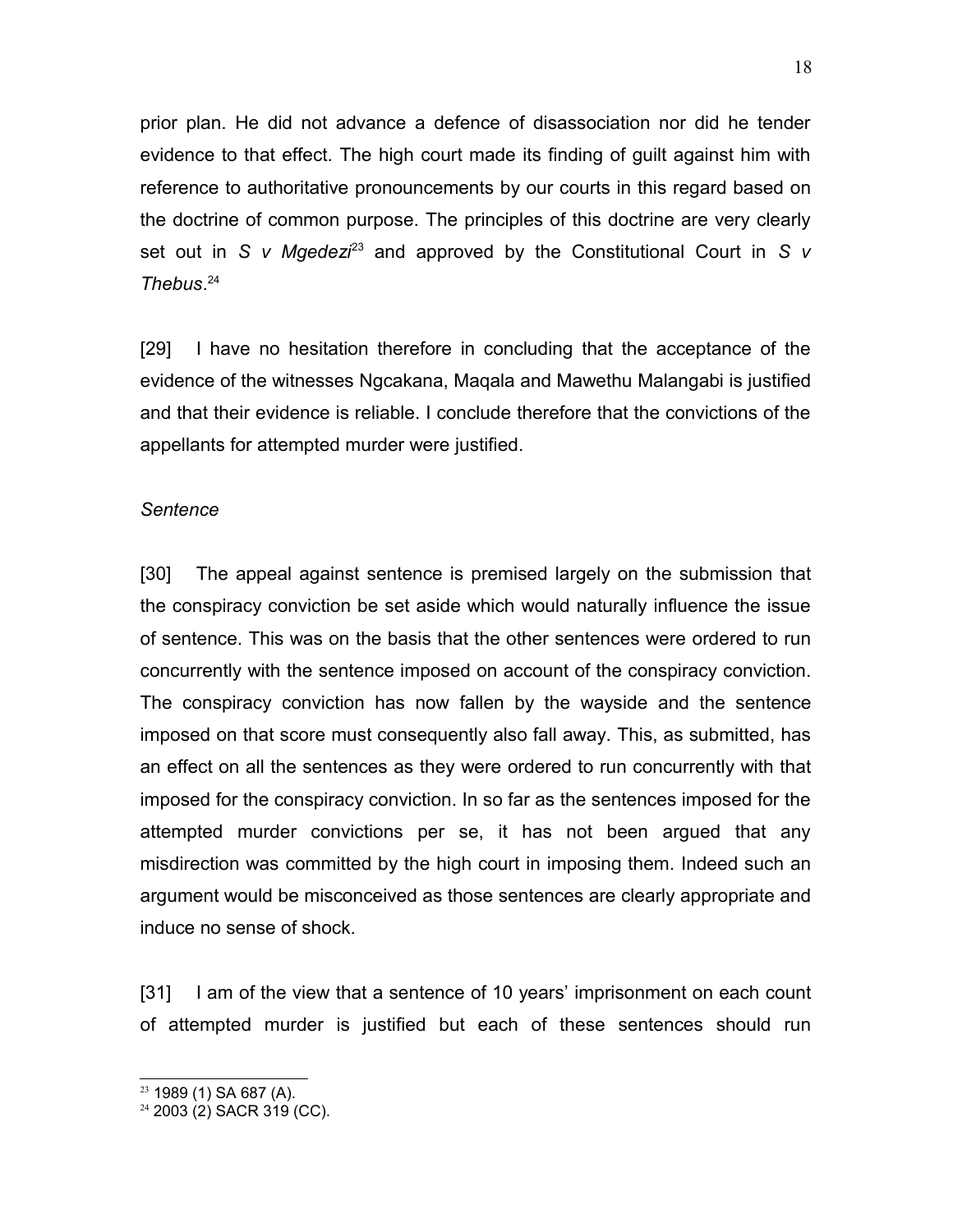prior plan. He did not advance a defence of disassociation nor did he tender evidence to that effect. The high court made its finding of guilt against him with reference to authoritative pronouncements by our courts in this regard based on the doctrine of common purpose. The principles of this doctrine are very clearly set out in *S v Mgedezi*[23] and approved by the Constitutional Court in *S v Thebus*.[24]

[29] I have no hesitation therefore in concluding that the acceptance of the evidence of the witnesses Ngcakana, Maqala and Mawethu Malangabi is justified and that their evidence is reliable. I conclude therefore that the convictions of the appellants for attempted murder were justified.

*Sentence*

[30] The appeal against sentence is premised largely on the submission that the conspiracy conviction be set aside which would naturally influence the issue of sentence. This was on the basis that the other sentences were ordered to run concurrently with the sentence imposed on account of the conspiracy conviction. The conspiracy conviction has now fallen by the wayside and the sentence imposed on that score must consequently also fall away. This, as submitted, has an effect on all the sentences as they were ordered to run concurrently with that imposed for the conspiracy conviction. In so far as the sentences imposed for the attempted murder convictions per se, it has not been argued that any misdirection was committed by the high court in imposing them. Indeed such an argument would be misconceived as those sentences are clearly appropriate and induce no sense of shock.

[31] I am of the view that a sentence of 10 years' imprisonment on each count of attempted murder is justified but each of these sentences should run

[23] 1989 (1) SA 687 (A).

[24] 2003 (2) SACR 319 (CC).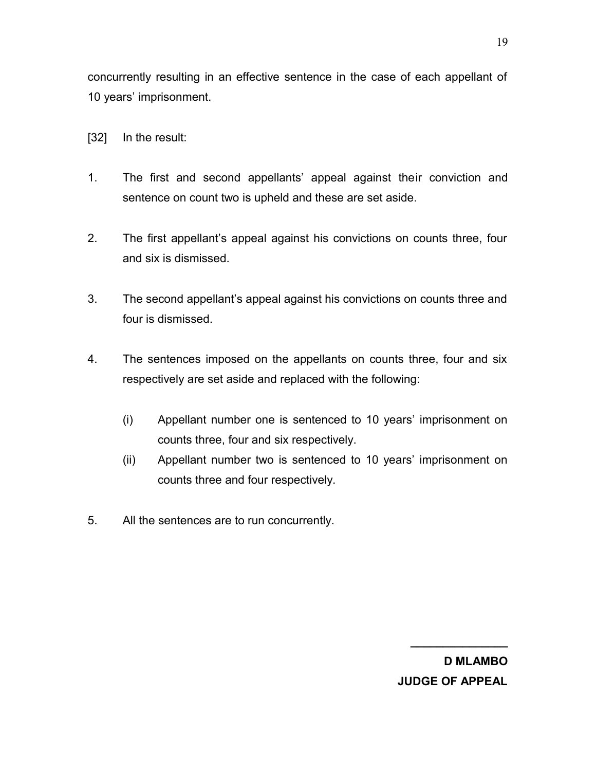concurrently resulting in an effective sentence in the case of each appellant of 10 years' imprisonment.

[32] In the result:

1. The first and second appellants' appeal against their conviction and sentence on count two is upheld and these are set aside.

2. The first appellant's appeal against his convictions on counts three, four and six is dismissed.

3. The second appellant's appeal against his convictions on counts three and four is dismissed.

4. The sentences imposed on the appellants on counts three, four and six respectively are set aside and replaced with the following:

   (i) Appellant number one is sentenced to 10 years' imprisonment on counts three, four and six respectively.

   (ii) Appellant number two is sentenced to 10 years' imprisonment on counts three and four respectively.

5. All the sentences are to run concurrently.

\_\_\_\_\_\_\_\_\_\_\_\_\_\_\_\_

**D MLAMBO**

**JUDGE OF APPEAL**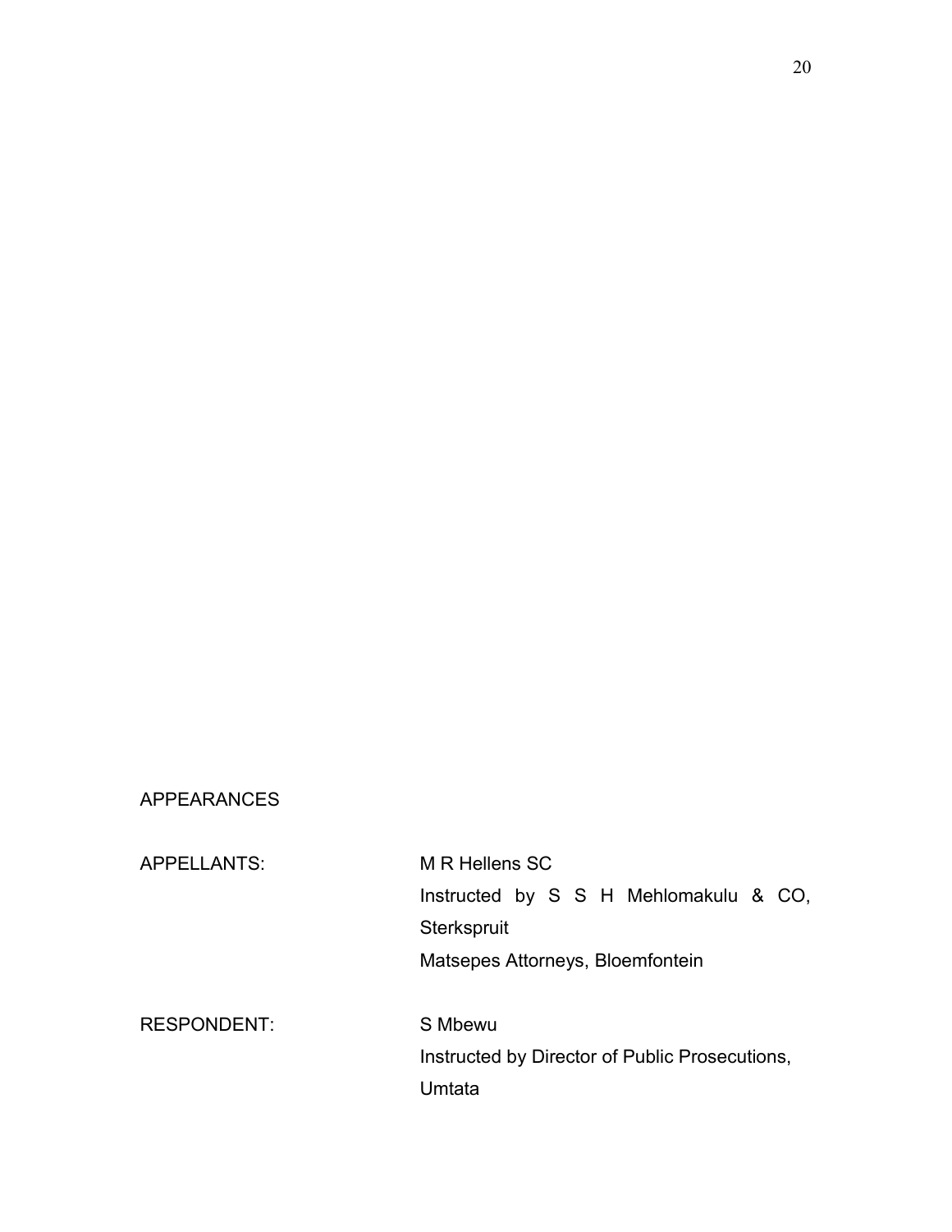APPEARANCES

| | |
|---|---|
| APPELLANTS: | M R Hellens SC<br>Instructed by S S H Mehlomakulu & CO, Sterkspruit<br>Matsepes Attorneys, Bloemfontein |
| RESPONDENT: | S Mbewu<br>Instructed by Director of Public Prosecutions, Umtata |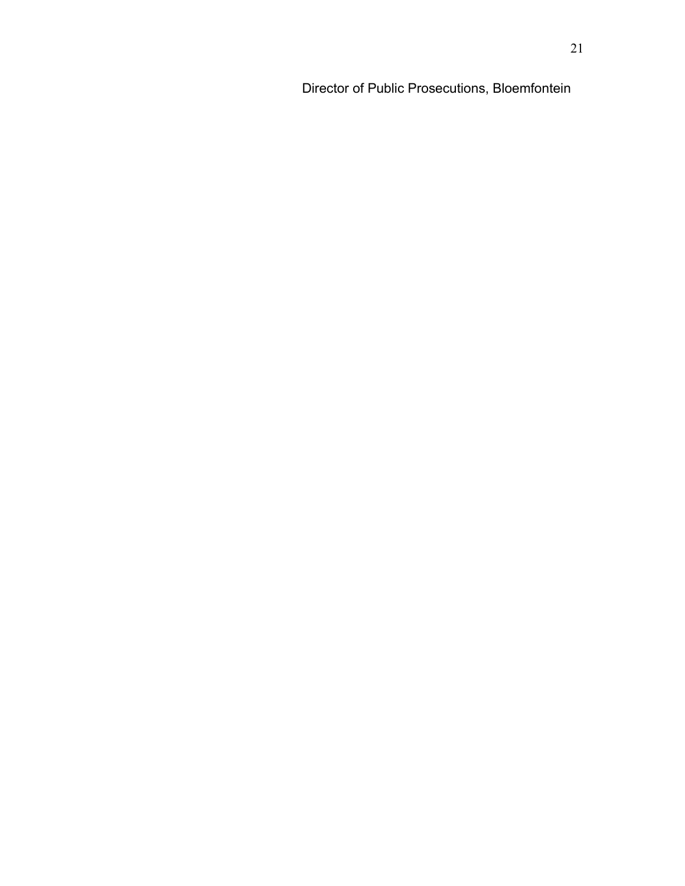Director of Public Prosecutions, Bloemfontein